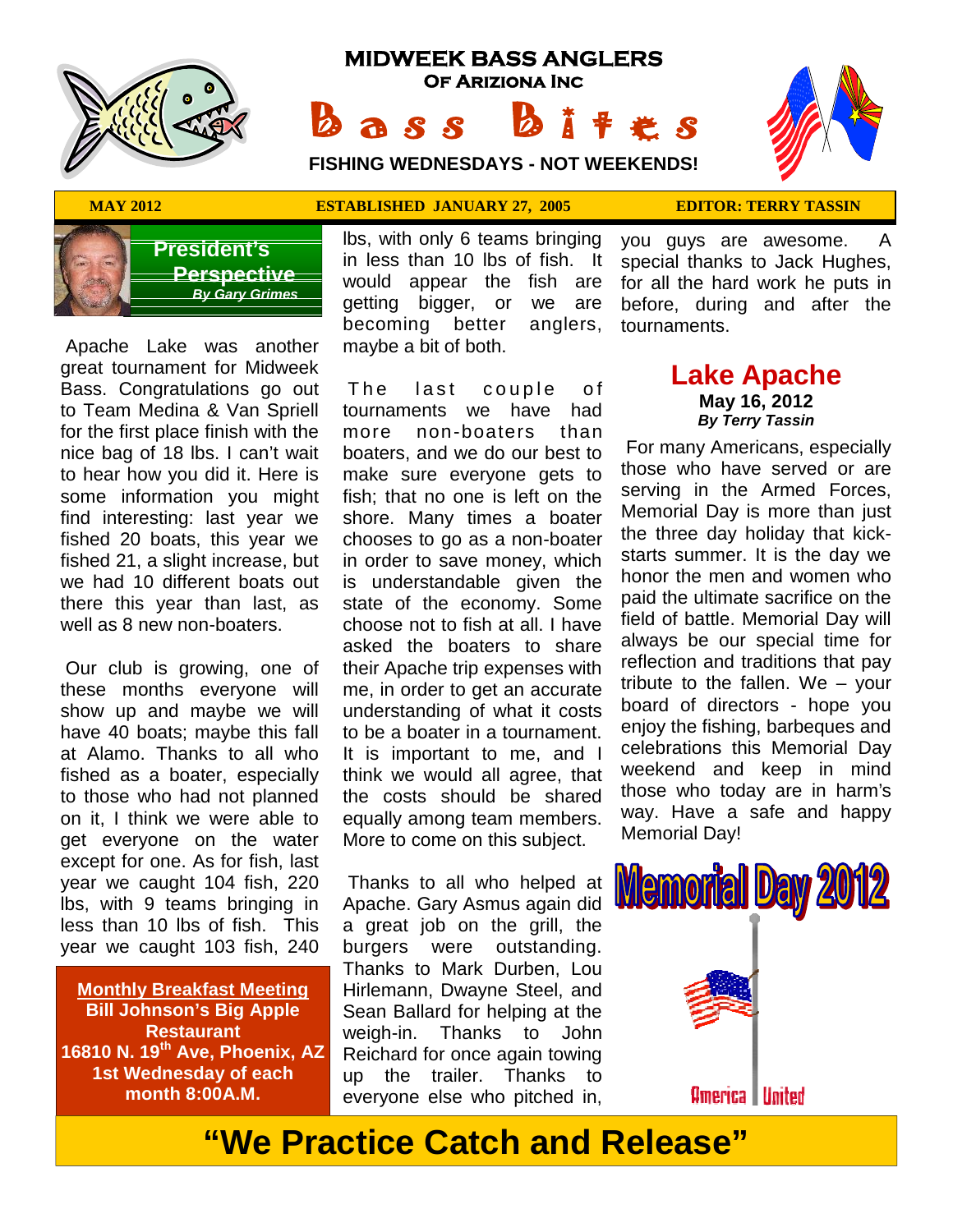# MIDWEEK BASS ANGLERS

## OF ARIZIONA INC

# Bass Bites

**FISHING WEDNESDAYS - NOT WEEKENDS!**

**MAY 2012** | **ESTABLISHED JANUARY 27, 2005** | **EDITOR: TERRY TASSIN**

## President's Perspective

***By Gary Grimes***

Apache Lake was another great tournament for Midweek Bass. Congratulations go out to Team Medina & Van Spriell for the first place finish with the nice bag of 18 lbs. I can't wait to hear how you did it. Here is some information you might find interesting: last year we fished 20 boats, this year we fished 21, a slight increase, but we had 10 different boats out there this year than last, as well as 8 new non-boaters.

Our club is growing, one of these months everyone will show up and maybe we will have 40 boats; maybe this fall at Alamo. Thanks to all who fished as a boater, especially to those who had not planned on it, I think we were able to get everyone on the water except for one. As for fish, last year we caught 104 fish, 220 lbs, with 9 teams bringing in less than 10 lbs of fish. This year we caught 103 fish, 240 lbs, with only 6 teams bringing in less than 10 lbs of fish. It would appear the fish are getting bigger, or we are becoming better anglers, maybe a bit of both.

The last couple of tournaments we have had more non-boaters than boaters, and we do our best to make sure everyone gets to fish; that no one is left on the shore. Many times a boater chooses to go as a non-boater in order to save money, which is understandable given the state of the economy. Some choose not to fish at all. I have asked the boaters to share their Apache trip expenses with me, in order to get an accurate understanding of what it costs to be a boater in a tournament. It is important to me, and I think we would all agree, that the costs should be shared equally among team members. More to come on this subject.

Thanks to all who helped at Apache. Gary Asmus again did a great job on the grill, the burgers were outstanding. Thanks to Mark Durben, Lou Hirlemann, Dwayne Steel, and Sean Ballard for helping at the weigh-in. Thanks to John Reichard for once again towing up the trailer. Thanks to everyone else who pitched in, you guys are awesome. A special thanks to Jack Hughes, for all the hard work he puts in before, during and after the tournaments.

**Monthly Breakfast Meeting**
**Bill Johnson's Big Apple Restaurant**
**16810 N. 19th Ave, Phoenix, AZ**
**1st Wednesday of each month 8:00A.M.**

## Lake Apache

**May 16, 2012**

***By Terry Tassin***

For many Americans, especially those who have served or are serving in the Armed Forces, Memorial Day is more than just the three day holiday that kick-starts summer. It is the day we honor the men and women who paid the ultimate sacrifice on the field of battle. Memorial Day will always be our special time for reflection and traditions that pay tribute to the fallen. We – your board of directors - hope you enjoy the fishing, barbeques and celebrations this Memorial Day weekend and keep in mind those who today are in harm's way. Have a safe and happy Memorial Day!

**Memorial Day 2012**

America United

## "We Practice Catch and Release"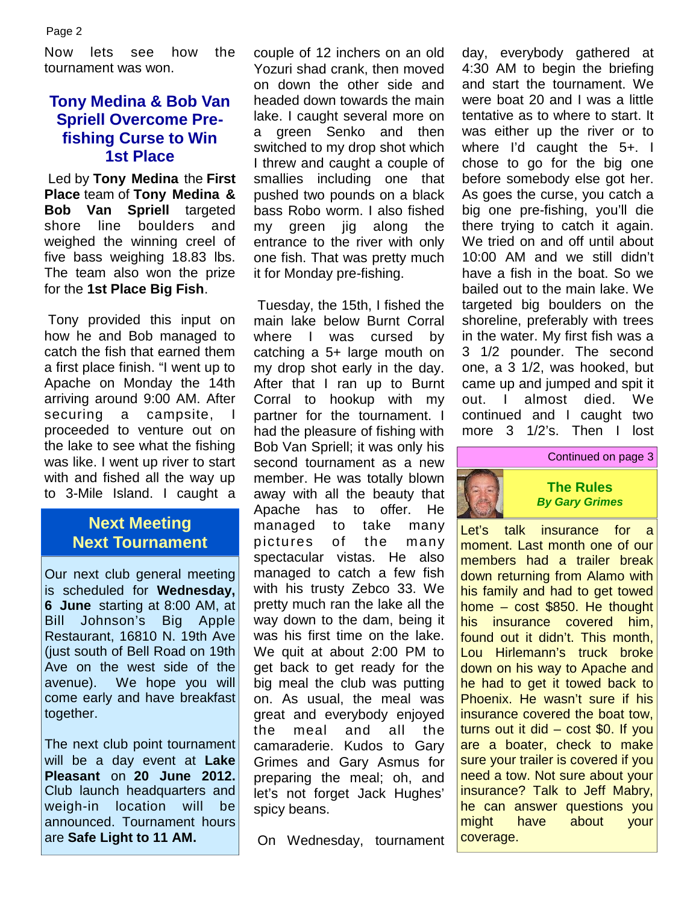Now lets see how the tournament was won.

## Tony Medina & Bob Van Spriell Overcome Pre-fishing Curse to Win 1st Place

Led by **Tony Medina** the **First Place** team of **Tony Medina & Bob Van Spriell** targeted shore line boulders and weighed the winning creel of five bass weighing 18.83 lbs. The team also won the prize for the **1st Place Big Fish**.

Tony provided this input on how he and Bob managed to catch the fish that earned them a first place finish. "I went up to Apache on Monday the 14th arriving around 9:00 AM. After securing a campsite, I proceeded to venture out on the lake to see what the fishing was like. I went up river to start with and fished all the way up to 3-Mile Island. I caught a couple of 12 inchers on an old Yozuri shad crank, then moved on down the other side and headed down towards the main lake. I caught several more on a green Senko and then switched to my drop shot which I threw and caught a couple of smallies including one that pushed two pounds on a black bass Robo worm. I also fished my green jig along the entrance to the river with only one fish. That was pretty much it for Monday pre-fishing.

Tuesday, the 15th, I fished the main lake below Burnt Corral where I was cursed by catching a 5+ large mouth on my drop shot early in the day. After that I ran up to Burnt Corral to hookup with my partner for the tournament. I had the pleasure of fishing with Bob Van Spriell; it was only his second tournament as a new member. He was totally blown away with all the beauty that Apache has to offer. He managed to take many pictures of the many spectacular vistas. He also managed to catch a few fish with his trusty Zebco 33. We pretty much ran the lake all the way down to the dam, being it was his first time on the lake. We quit at about 2:00 PM to get back to get ready for the big meal the club was putting on. As usual, the meal was great and everybody enjoyed the meal and all the camaraderie. Kudos to Gary Grimes and Gary Asmus for preparing the meal; oh, and let's not forget Jack Hughes' spicy beans.

On Wednesday, tournament day, everybody gathered at 4:30 AM to begin the briefing and start the tournament. We were boat 20 and I was a little tentative as to where to start. It was either up the river or to where I'd caught the 5+. I chose to go for the big one before somebody else got her. As goes the curse, you catch a big one pre-fishing, you'll die there trying to catch it again. We tried on and off until about 10:00 AM and we still didn't have a fish in the boat. So we bailed out to the main lake. We targeted big boulders on the shoreline, preferably with trees in the water. My first fish was a 3 1/2 pounder. The second one, a 3 1/2, was hooked, but came up and jumped and spit it out. I almost died. We continued and I caught two more 3 1/2's. Then I lost

Continued on page 3

## Next Meeting
## Next Tournament

Our next club general meeting is scheduled for **Wednesday, 6 June** starting at 8:00 AM, at Bill Johnson's Big Apple Restaurant, 16810 N. 19th Ave (just south of Bell Road on 19th Ave on the west side of the avenue). We hope you will come early and have breakfast together.

The next club point tournament will be a day event at **Lake Pleasant** on **20 June 2012.** Club launch headquarters and weigh-in location will be announced. Tournament hours are **Safe Light to 11 AM.**

## The Rules
***By Gary Grimes***

Let's talk insurance for a moment. Last month one of our members had a trailer break down returning from Alamo with his family and had to get towed home – cost $850. He thought his insurance covered him, found out it didn't. This month, Lou Hirlemann's truck broke down on his way to Apache and he had to get it towed back to Phoenix. He wasn't sure if his insurance covered the boat tow, turns out it did – cost $0. If you are a boater, check to make sure your trailer is covered if you need a tow. Not sure about your insurance? Talk to Jeff Mabry, he can answer questions you might have about your coverage.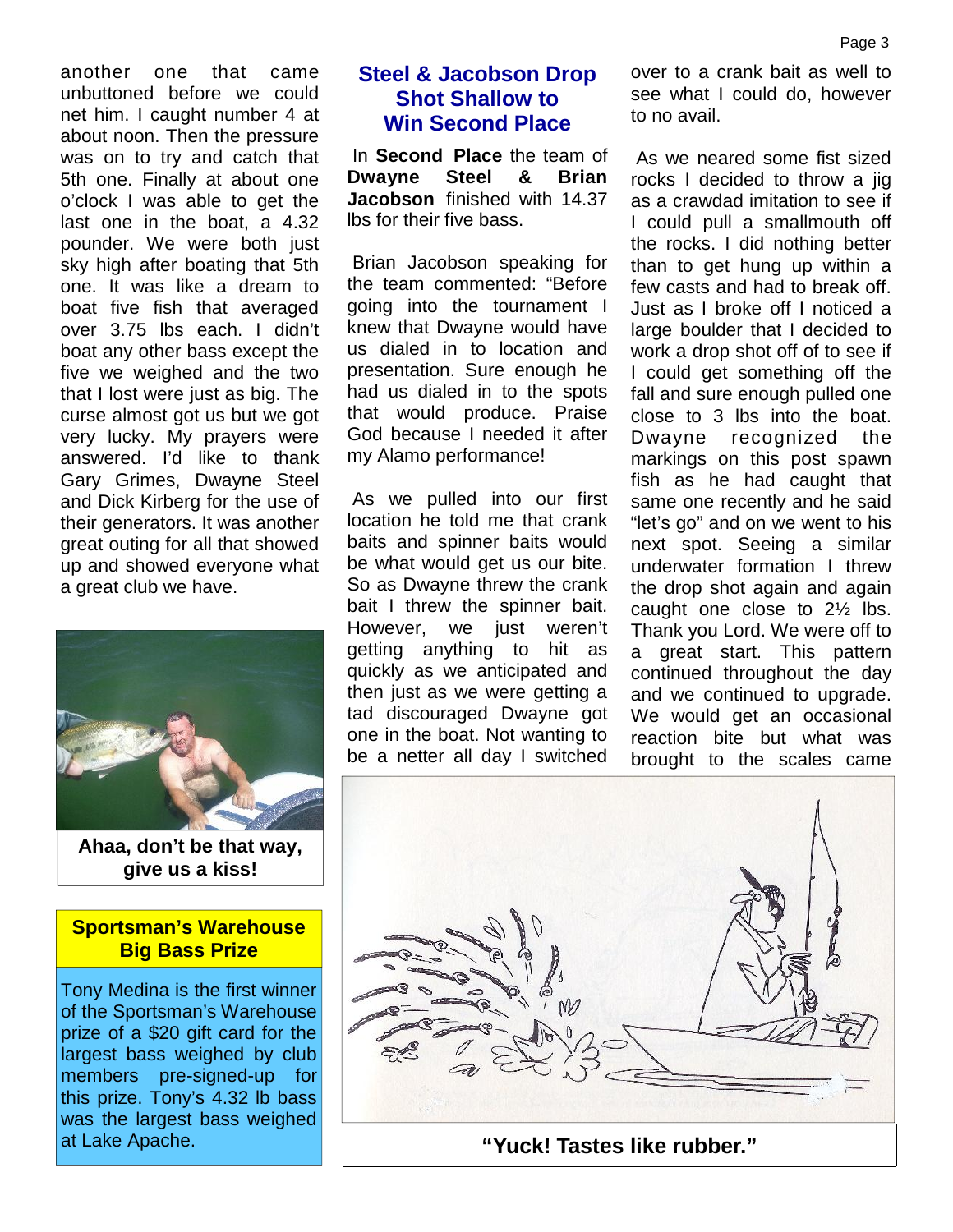another one that came unbuttoned before we could net him. I caught number 4 at about noon. Then the pressure was on to try and catch that 5th one. Finally at about one o'clock I was able to get the last one in the boat, a 4.32 pounder. We were both just sky high after boating that 5th one. It was like a dream to boat five fish that averaged over 3.75 lbs each. I didn't boat any other bass except the five we weighed and the two that I lost were just as big. The curse almost got us but we got very lucky. My prayers were answered. I'd like to thank Gary Grimes, Dwayne Steel and Dick Kirberg for the use of their generators. It was another great outing for all that showed up and showed everyone what a great club we have.

**Ahaa, don't be that way, give us a kiss!**

### Sportsman's Warehouse Big Bass Prize

Tony Medina is the first winner of the Sportsman's Warehouse prize of a $20 gift card for the largest bass weighed by club members pre-signed-up for this prize. Tony's 4.32 lb bass was the largest bass weighed at Lake Apache.

## Steel & Jacobson Drop Shot Shallow to Win Second Place

In **Second Place** the team of **Dwayne Steel & Brian Jacobson** finished with 14.37 lbs for their five bass.

Brian Jacobson speaking for the team commented: "Before going into the tournament I knew that Dwayne would have us dialed in to location and presentation. Sure enough he had us dialed in to the spots that would produce. Praise God because I needed it after my Alamo performance!

As we pulled into our first location he told me that crank baits and spinner baits would be what would get us our bite. So as Dwayne threw the crank bait I threw the spinner bait. However, we just weren't getting anything to hit as quickly as we anticipated and then just as we were getting a tad discouraged Dwayne got one in the boat. Not wanting to be a netter all day I switched over to a crank bait as well to see what I could do, however to no avail.

As we neared some fist sized rocks I decided to throw a jig as a crawdad imitation to see if I could pull a smallmouth off the rocks. I did nothing better than to get hung up within a few casts and had to break off. Just as I broke off I noticed a large boulder that I decided to work a drop shot off of to see if I could get something off the fall and sure enough pulled one close to 3 lbs into the boat. Dwayne recognized the markings on this post spawn fish as he had caught that same one recently and he said "let's go" and on we went to his next spot. Seeing a similar underwater formation I threw the drop shot again and again caught one close to 2½ lbs. Thank you Lord. We were off to a great start. This pattern continued throughout the day and we continued to upgrade. We would get an occasional reaction bite but what was brought to the scales came

**"Yuck! Tastes like rubber."**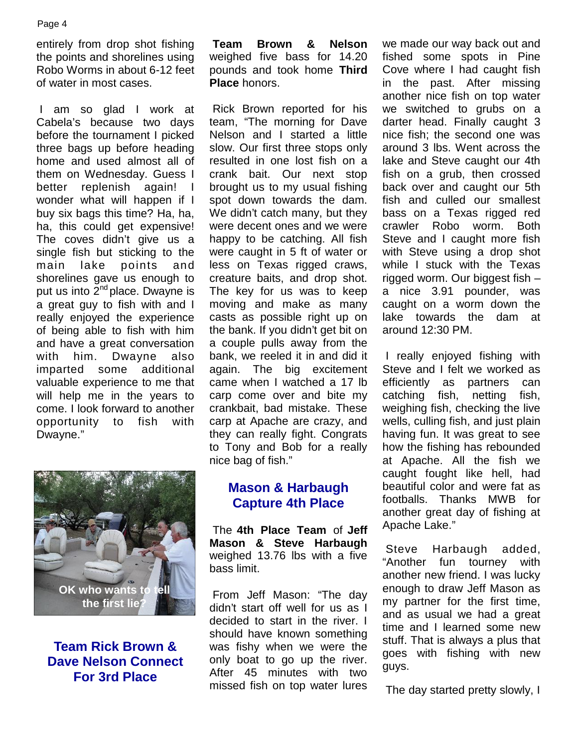entirely from drop shot fishing the points and shorelines using Robo Worms in about 6-12 feet of water in most cases.

I am so glad I work at Cabela's because two days before the tournament I picked three bags up before heading home and used almost all of them on Wednesday. Guess I better replenish again! I wonder what will happen if I buy six bags this time? Ha, ha, ha, this could get expensive! The coves didn't give us a single fish but sticking to the main lake points and shorelines gave us enough to put us into 2nd place. Dwayne is a great guy to fish with and I really enjoyed the experience of being able to fish with him and have a great conversation with him. Dwayne also imparted some additional valuable experience to me that will help me in the years to come. I look forward to another opportunity to fish with Dwayne."

OK who wants to tell the first lie?

## Team Rick Brown & Dave Nelson Connect For 3rd Place

**Team Brown & Nelson** weighed five bass for 14.20 pounds and took home **Third Place** honors.

Rick Brown reported for his team, "The morning for Dave Nelson and I started a little slow. Our first three stops only resulted in one lost fish on a crank bait. Our next stop brought us to my usual fishing spot down towards the dam. We didn't catch many, but they were decent ones and we were happy to be catching. All fish were caught in 5 ft of water or less on Texas rigged craws, creature baits, and drop shot. The key for us was to keep moving and make as many casts as possible right up on the bank. If you didn't get bit on a couple pulls away from the bank, we reeled it in and did it again. The big excitement came when I watched a 17 lb carp come over and bite my crankbait, bad mistake. These carp at Apache are crazy, and they can really fight. Congrats to Tony and Bob for a really nice bag of fish."

## Mason & Harbaugh Capture 4th Place

The **4th Place Team** of **Jeff Mason & Steve Harbaugh** weighed 13.76 lbs with a five bass limit.

From Jeff Mason: "The day didn't start off well for us as I decided to start in the river. I should have known something was fishy when we were the only boat to go up the river. After 45 minutes with two missed fish on top water lures we made our way back out and fished some spots in Pine Cove where I had caught fish in the past. After missing another nice fish on top water we switched to grubs on a darter head. Finally caught 3 nice fish; the second one was around 3 lbs. Went across the lake and Steve caught our 4th fish on a grub, then crossed back over and caught our 5th fish and culled our smallest bass on a Texas rigged red crawler Robo worm. Both Steve and I caught more fish with Steve using a drop shot while I stuck with the Texas rigged worm. Our biggest fish – a nice 3.91 pounder, was caught on a worm down the lake towards the dam at around 12:30 PM.

I really enjoyed fishing with Steve and I felt we worked as efficiently as partners can catching fish, netting fish, weighing fish, checking the live wells, culling fish, and just plain having fun. It was great to see how the fishing has rebounded at Apache. All the fish we caught fought like hell, had beautiful color and were fat as footballs. Thanks MWB for another great day of fishing at Apache Lake."

Steve Harbaugh added, "Another fun tourney with another new friend. I was lucky enough to draw Jeff Mason as my partner for the first time, and as usual we had a great time and I learned some new stuff. That is always a plus that goes with fishing with new guys.

The day started pretty slowly, I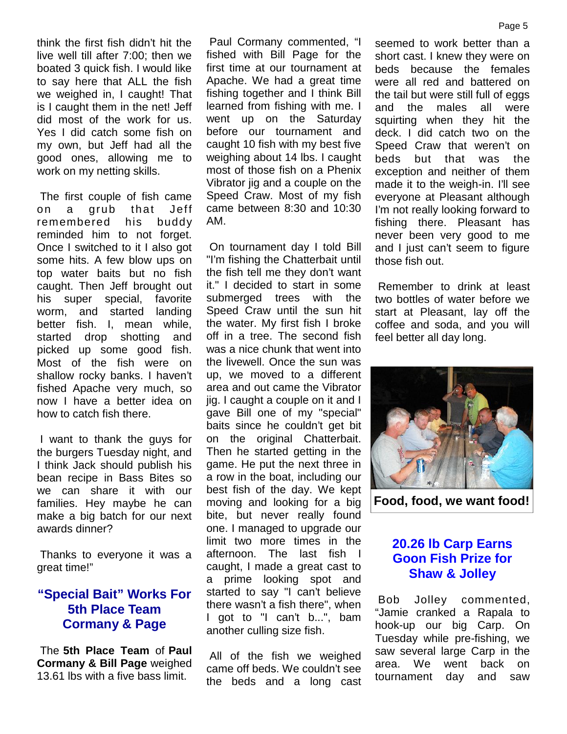think the first fish didn't hit the live well till after 7:00; then we boated 3 quick fish. I would like to say here that ALL the fish we weighed in, I caught! That is I caught them in the net! Jeff did most of the work for us. Yes I did catch some fish on my own, but Jeff had all the good ones, allowing me to work on my netting skills.

The first couple of fish came on a grub that Jeff remembered his buddy reminded him to not forget. Once I switched to it I also got some hits. A few blow ups on top water baits but no fish caught. Then Jeff brought out his super special, favorite worm, and started landing better fish. I, mean while, started drop shotting and picked up some good fish. Most of the fish were on shallow rocky banks. I haven't fished Apache very much, so now I have a better idea on how to catch fish there.

I want to thank the guys for the burgers Tuesday night, and I think Jack should publish his bean recipe in Bass Bites so we can share it with our families. Hey maybe he can make a big batch for our next awards dinner?

Thanks to everyone it was a great time!"

## "Special Bait" Works For 5th Place Team Cormany & Page

The **5th Place Team** of **Paul Cormany & Bill Page** weighed 13.61 lbs with a five bass limit.

Paul Cormany commented, "I fished with Bill Page for the first time at our tournament at Apache. We had a great time fishing together and I think Bill learned from fishing with me. I went up on the Saturday before our tournament and caught 10 fish with my best five weighing about 14 lbs. I caught most of those fish on a Phenix Vibrator jig and a couple on the Speed Craw. Most of my fish came between 8:30 and 10:30 AM.

On tournament day I told Bill "I'm fishing the Chatterbait until the fish tell me they don't want it." I decided to start in some submerged trees with the Speed Craw until the sun hit the water. My first fish I broke off in a tree. The second fish was a nice chunk that went into the livewell. Once the sun was up, we moved to a different area and out came the Vibrator jig. I caught a couple on it and I gave Bill one of my "special" baits since he couldn't get bit on the original Chatterbait. Then he started getting in the game. He put the next three in a row in the boat, including our best fish of the day. We kept moving and looking for a big bite, but never really found one. I managed to upgrade our limit two more times in the afternoon. The last fish I caught, I made a great cast to a prime looking spot and started to say "I can't believe there wasn't a fish there", when I got to "I can't b...", bam another culling size fish.

All of the fish we weighed came off beds. We couldn't see the beds and a long cast seemed to work better than a short cast. I knew they were on beds because the females were all red and battered on the tail but were still full of eggs and the males all were squirting when they hit the deck. I did catch two on the Speed Craw that weren't on beds but that was the exception and neither of them made it to the weigh-in. I'll see everyone at Pleasant although I'm not really looking forward to fishing there. Pleasant has never been very good to me and I just can't seem to figure those fish out.

Remember to drink at least two bottles of water before we start at Pleasant, lay off the coffee and soda, and you will feel better all day long.

**Food, food, we want food!**

## 20.26 lb Carp Earns Goon Fish Prize for Shaw & Jolley

Bob Jolley commented, "Jamie cranked a Rapala to hook-up our big Carp. On Tuesday while pre-fishing, we saw several large Carp in the area. We went back on tournament day and saw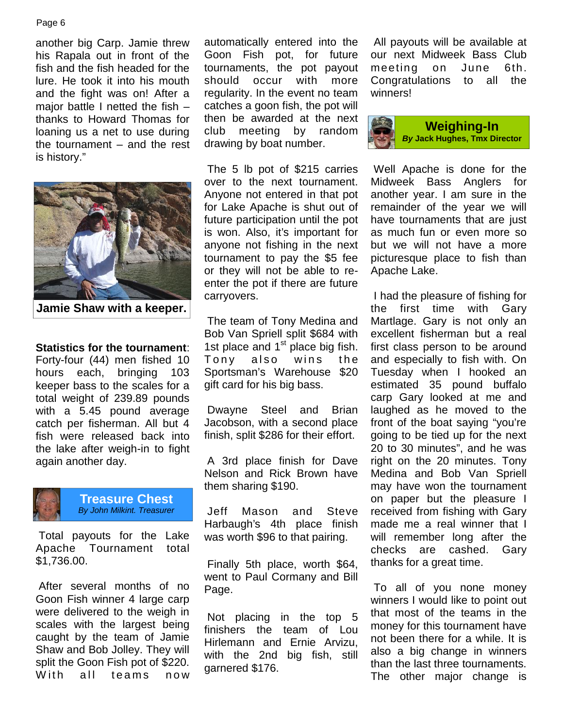another big Carp. Jamie threw his Rapala out in front of the fish and the fish headed for the lure. He took it into his mouth and the fight was on! After a major battle I netted the fish – thanks to Howard Thomas for loaning us a net to use during the tournament – and the rest is history."

**Jamie Shaw with a keeper.**

**Statistics for the tournament**: Forty-four (44) men fished 10 hours each, bringing 103 keeper bass to the scales for a total weight of 239.89 pounds with a 5.45 pound average catch per fisherman. All but 4 fish were released back into the lake after weigh-in to fight again another day.

## Treasure Chest

*By John Milkint. Treasurer*

Total payouts for the Lake Apache Tournament total $1,736.00.

After several months of no Goon Fish winner 4 large carp were delivered to the weigh in scales with the largest being caught by the team of Jamie Shaw and Bob Jolley. They will split the Goon Fish pot of $220. With all teams now automatically entered into the Goon Fish pot, for future tournaments, the pot payout should occur with more regularity. In the event no team catches a goon fish, the pot will then be awarded at the next club meeting by random drawing by boat number.

The 5 lb pot of $215 carries over to the next tournament. Anyone not entered in that pot for Lake Apache is shut out of future participation until the pot is won. Also, it's important for anyone not fishing in the next tournament to pay the $5 fee or they will not be able to re-enter the pot if there are future carryovers.

The team of Tony Medina and Bob Van Spriell split $684 with 1st place and 1st place big fish. Tony also wins the Sportsman's Warehouse $20 gift card for his big bass.

Dwayne Steel and Brian Jacobson, with a second place finish, split $286 for their effort.

A 3rd place finish for Dave Nelson and Rick Brown have them sharing $190.

Jeff Mason and Steve Harbaugh's 4th place finish was worth $96 to that pairing.

Finally 5th place, worth $64, went to Paul Cormany and Bill Page.

Not placing in the top 5 finishers the team of Lou Hirlemann and Ernie Arvizu, with the 2nd big fish, still garnered $176.

All payouts will be available at our next Midweek Bass Club meeting on June 6th. Congratulations to all the winners!

## Weighing-In

***By* Jack Hughes, Tmx Director**

Well Apache is done for the Midweek Bass Anglers for another year. I am sure in the remainder of the year we will have tournaments that are just as much fun or even more so but we will not have a more picturesque place to fish than Apache Lake.

I had the pleasure of fishing for the first time with Gary Martlage. Gary is not only an excellent fisherman but a real first class person to be around and especially to fish with. On Tuesday when I hooked an estimated 35 pound buffalo carp Gary looked at me and laughed as he moved to the front of the boat saying "you're going to be tied up for the next 20 to 30 minutes", and he was right on the 20 minutes. Tony Medina and Bob Van Spriell may have won the tournament on paper but the pleasure I received from fishing with Gary made me a real winner that I will remember long after the checks are cashed. Gary thanks for a great time.

To all of you none money winners I would like to point out that most of the teams in the money for this tournament have not been there for a while. It is also a big change in winners than the last three tournaments. The other major change is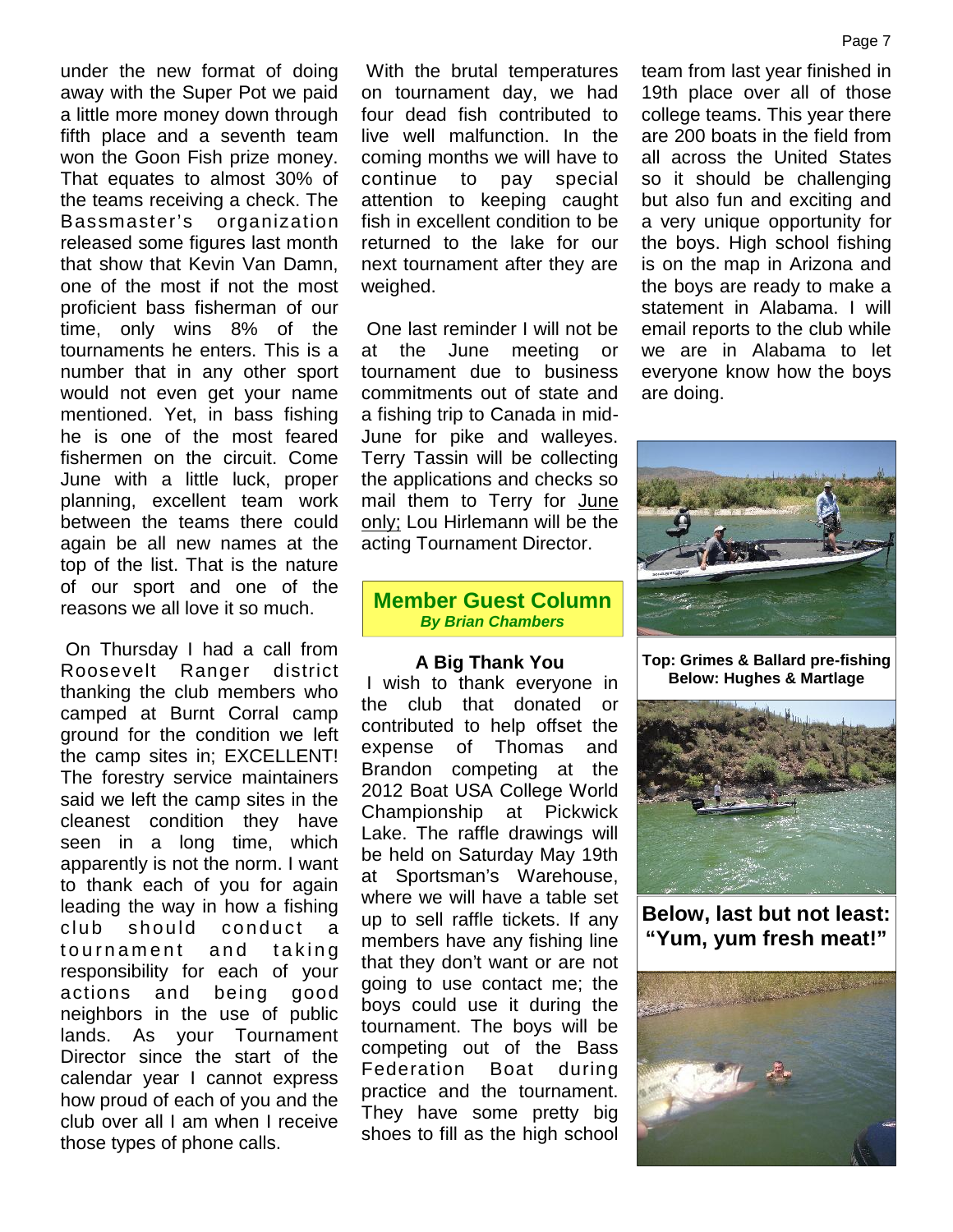under the new format of doing away with the Super Pot we paid a little more money down through fifth place and a seventh team won the Goon Fish prize money. That equates to almost 30% of the teams receiving a check. The Bassmaster's organization released some figures last month that show that Kevin Van Damn, one of the most if not the most proficient bass fisherman of our time, only wins 8% of the tournaments he enters. This is a number that in any other sport would not even get your name mentioned. Yet, in bass fishing he is one of the most feared fishermen on the circuit. Come June with a little luck, proper planning, excellent team work between the teams there could again be all new names at the top of the list. That is the nature of our sport and one of the reasons we all love it so much.

On Thursday I had a call from Roosevelt Ranger district thanking the club members who camped at Burnt Corral camp ground for the condition we left the camp sites in; EXCELLENT! The forestry service maintainers said we left the camp sites in the cleanest condition they have seen in a long time, which apparently is not the norm. I want to thank each of you for again leading the way in how a fishing club should conduct a tournament and taking responsibility for each of your actions and being good neighbors in the use of public lands. As your Tournament Director since the start of the calendar year I cannot express how proud of each of you and the club over all I am when I receive those types of phone calls.

With the brutal temperatures on tournament day, we had four dead fish contributed to live well malfunction. In the coming months we will have to continue to pay special attention to keeping caught fish in excellent condition to be returned to the lake for our next tournament after they are weighed.

One last reminder I will not be at the June meeting or tournament due to business commitments out of state and a fishing trip to Canada in mid-June for pike and walleyes. Terry Tassin will be collecting the applications and checks so mail them to Terry for June only; Lou Hirlemann will be the acting Tournament Director.

## Member Guest Column
***By Brian Chambers***

### A Big Thank You

I wish to thank everyone in the club that donated or contributed to help offset the expense of Thomas and Brandon competing at the 2012 Boat USA College World Championship at Pickwick Lake. The raffle drawings will be held on Saturday May 19th at Sportsman's Warehouse, where we will have a table set up to sell raffle tickets. If any members have any fishing line that they don't want or are not going to use contact me; the boys could use it during the tournament. The boys will be competing out of the Bass Federation Boat during practice and the tournament. They have some pretty big shoes to fill as the high school team from last year finished in 19th place over all of those college teams. This year there are 200 boats in the field from all across the United States so it should be challenging but also fun and exciting and a very unique opportunity for the boys. High school fishing is on the map in Arizona and the boys are ready to make a statement in Alabama. I will email reports to the club while we are in Alabama to let everyone know how the boys are doing.

**Top: Grimes & Ballard pre-fishing**
**Below: Hughes & Martlage**

**Below, last but not least: "Yum, yum fresh meat!"**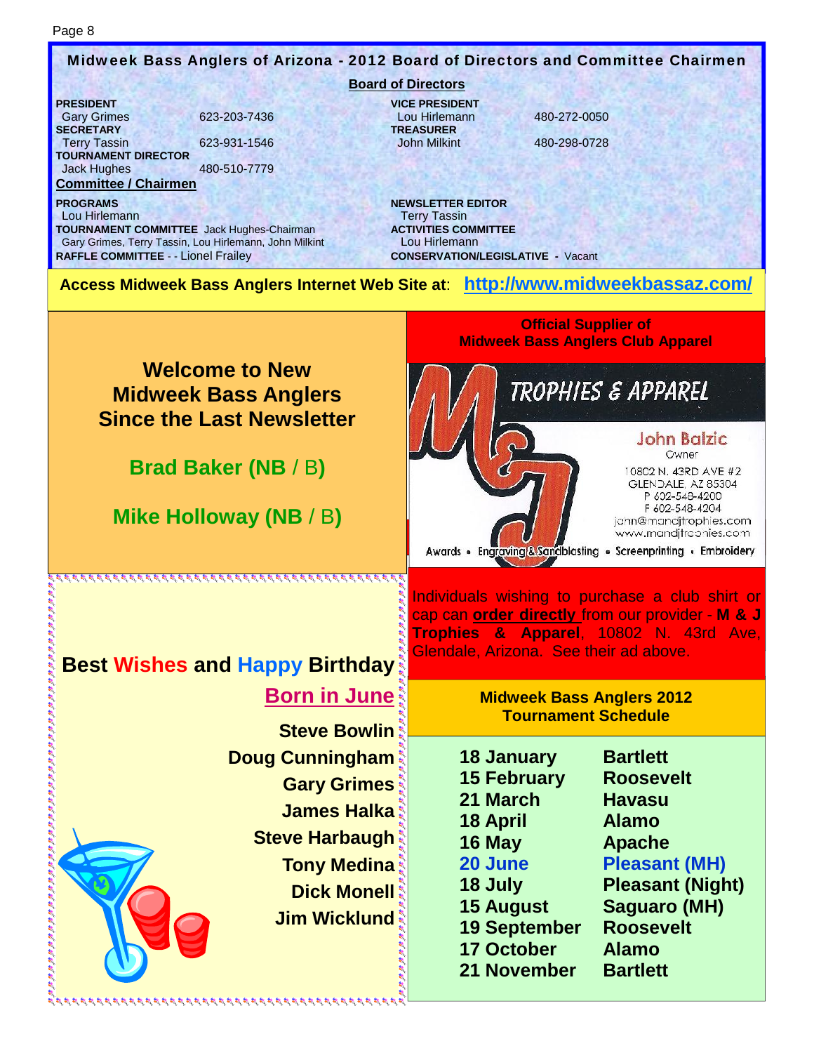## Midweek Bass Anglers of Arizona - 2012 Board of Directors and Committee Chairmen

### Board of Directors

**PRESIDENT**
Gary Grimes 623-203-7436

**SECRETARY**
Terry Tassin 623-931-1546

**TOURNAMENT DIRECTOR**
Jack Hughes 480-510-7779

**VICE PRESIDENT**
Lou Hirlemann 480-272-0050

**TREASURER**
John Milkint 480-298-0728

### Committee / Chairmen

**PROGRAMS**
Lou Hirlemann

**TOURNAMENT COMMITTEE** Jack Hughes-Chairman
Gary Grimes, Terry Tassin, Lou Hirlemann, John Milkint

**RAFFLE COMMITTEE** - - Lionel Frailey

**NEWSLETTER EDITOR**
Terry Tassin

**ACTIVITIES COMMITTEE**
Lou Hirlemann

**CONSERVATION/LEGISLATIVE** - Vacant

**Access Midweek Bass Anglers Internet Web Site at**: **http://www.midweekbassaz.com/**

## Welcome to New Midweek Bass Anglers Since the Last Newsletter

**Brad Baker (NB / B)**

**Mike Holloway (NB / B)**

**Official Supplier of Midweek Bass Anglers Club Apparel**

M&J TROPHIES & APPAREL
John Balzic
Owner
10802 N. 43RD AVE #2
GLENDALE, AZ 85304
P 602-548-4200
F 602-548-4204
john@mandjtrophies.com
www.mandjtrophies.com
Awards • Engraving & Sandblasting • Screenprinting • Embroidery

Individuals wishing to purchase a club shirt or cap can **order directly** from our provider - **M & J Trophies & Apparel**, 10802 N. 43rd Ave, Glendale, Arizona. See their ad above.

## Best Wishes and Happy Birthday

**Born in June**

**Steve Bowlin**
**Doug Cunningham**
**Gary Grimes**
**James Halka**
**Steve Harbaugh**
**Tony Medina**
**Dick Monell**
**Jim Wicklund**

## Midweek Bass Anglers 2012 Tournament Schedule

| | |
|---|---|
| 18 January | Bartlett |
| 15 February | Roosevelt |
| 21 March | Havasu |
| 18 April | Alamo |
| 16 May | Apache |
| 20 June | Pleasant (MH) |
| 18 July | Pleasant (Night) |
| 15 August | Saguaro (MH) |
| 19 September | Roosevelt |
| 17 October | Alamo |
| 21 November | Bartlett |